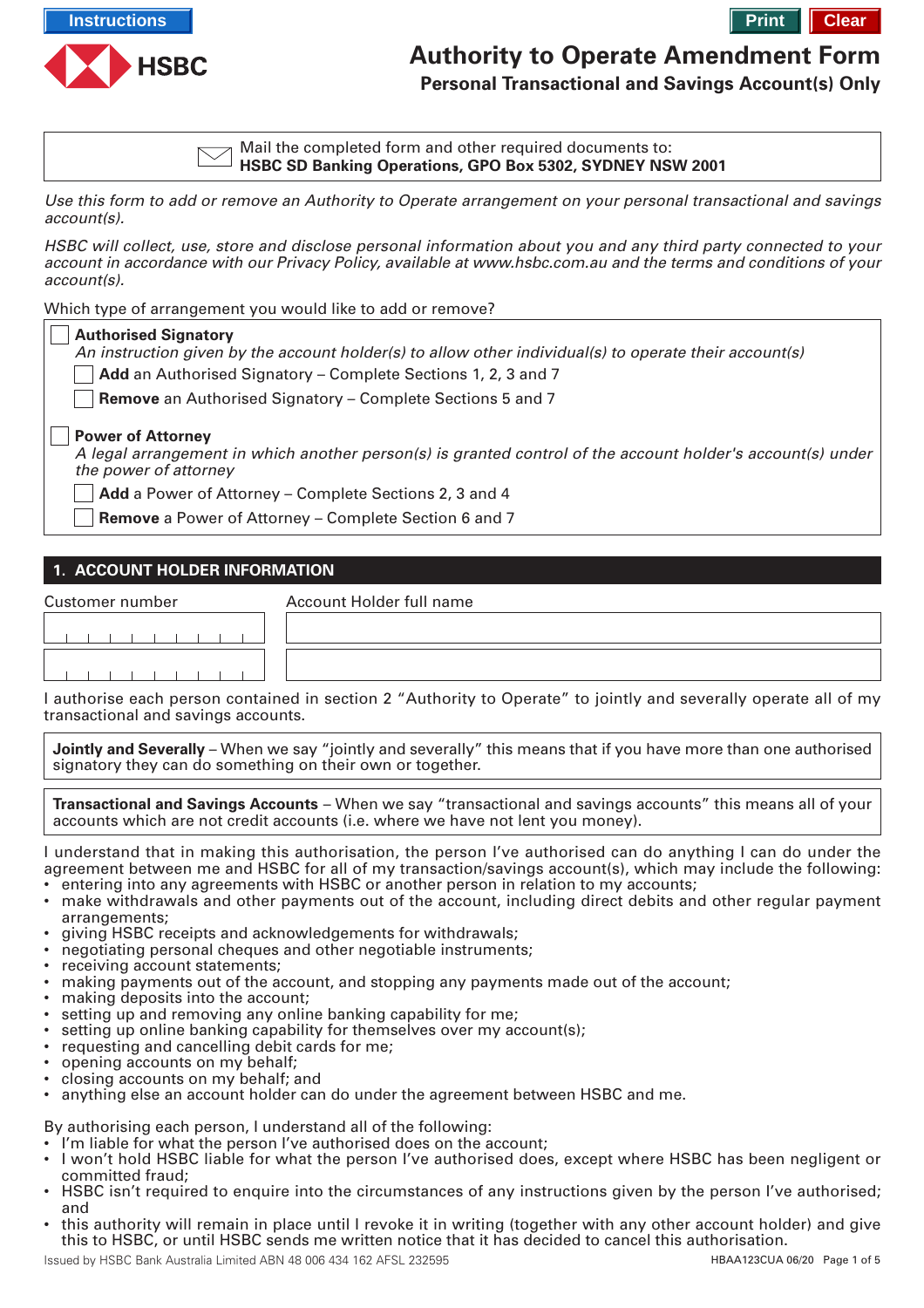Instructions

HSBC

Print Clear

# Authority to Operate Amendment Form

## Personal Transactional and Savings Account(s) Only

Mail the completed form and other required documents to:
**HSBC SD Banking Operations, GPO Box 5302, SYDNEY NSW 2001**

*Use this form to add or remove an Authority to Operate arrangement on your personal transactional and savings account(s).*

*HSBC will collect, use, store and disclose personal information about you and any third party connected to your account in accordance with our Privacy Policy, available at www.hsbc.com.au and the terms and conditions of your account(s).*

Which type of arrangement you would like to add or remove?

☐ **Authorised Signatory**
*An instruction given by the account holder(s) to allow other individual(s) to operate their account(s)*

☐ **Add** an Authorised Signatory – Complete Sections 1, 2, 3 and 7

☐ **Remove** an Authorised Signatory – Complete Sections 5 and 7

☐ **Power of Attorney**
*A legal arrangement in which another person(s) is granted control of the account holder's account(s) under the power of attorney*

☐ **Add** a Power of Attorney – Complete Sections 2, 3 and 4

☐ **Remove** a Power of Attorney – Complete Section 6 and 7

## 1. ACCOUNT HOLDER INFORMATION

| Customer number | Account Holder full name |
| --- | --- |
| | |
| | |

I authorise each person contained in section 2 "Authority to Operate" to jointly and severally operate all of my transactional and savings accounts.

**Jointly and Severally** – When we say "jointly and severally" this means that if you have more than one authorised signatory they can do something on their own or together.

**Transactional and Savings Accounts** – When we say "transactional and savings accounts" this means all of your accounts which are not credit accounts (i.e. where we have not lent you money).

I understand that in making this authorisation, the person I've authorised can do anything I can do under the agreement between me and HSBC for all of my transaction/savings account(s), which may include the following:

- entering into any agreements with HSBC or another person in relation to my accounts;
- make withdrawals and other payments out of the account, including direct debits and other regular payment arrangements;
- giving HSBC receipts and acknowledgements for withdrawals;
- negotiating personal cheques and other negotiable instruments;
- receiving account statements;
- making payments out of the account, and stopping any payments made out of the account;
- making deposits into the account;
- setting up and removing any online banking capability for me;
- setting up online banking capability for themselves over my account(s);
- requesting and cancelling debit cards for me;
- opening accounts on my behalf;
- closing accounts on my behalf; and
- anything else an account holder can do under the agreement between HSBC and me.

By authorising each person, I understand all of the following:

- I'm liable for what the person I've authorised does on the account;
- I won't hold HSBC liable for what the person I've authorised does, except where HSBC has been negligent or committed fraud;
- HSBC isn't required to enquire into the circumstances of any instructions given by the person I've authorised; and
- this authority will remain in place until I revoke it in writing (together with any other account holder) and give this to HSBC, or until HSBC sends me written notice that it has decided to cancel this authorisation.

Issued by HSBC Bank Australia Limited ABN 48 006 434 162 AFSL 232595 HBAA123CUA 06/20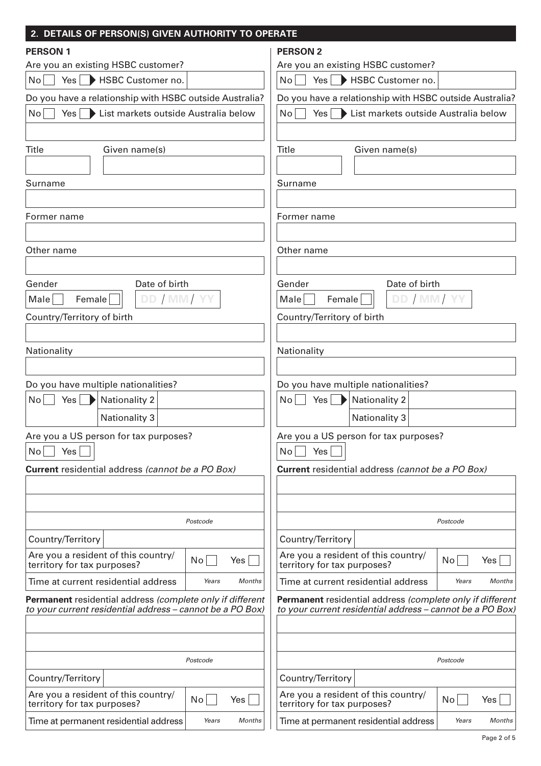## 2. DETAILS OF PERSON(S) GIVEN AUTHORITY TO OPERATE

### PERSON 1

Are you an existing HSBC customer?

No ☐ Yes ☐ ▶ HSBC Customer no.

Do you have a relationship with HSBC outside Australia?

No ☐ Yes ☐ ▶ List markets outside Australia below

Title

Given name(s)

Surname

Former name

Other name

Gender

Male ☐ Female ☐

Date of birth

DD / MM / YY

Country/Territory of birth

Nationality

Do you have multiple nationalities?

No ☐ Yes ☐ ▶ Nationality 2

Nationality 3

Are you a US person for tax purposes?

No ☐ Yes ☐

**Current** residential address *(cannot be a PO Box)*

*Postcode*

Country/Territory

Are you a resident of this country/territory for tax purposes? No ☐ Yes ☐

Time at current residential address *Years* *Months*

**Permanent** residential address *(complete only if different to your current residential address – cannot be a PO Box)*

*Postcode*

Country/Territory

Are you a resident of this country/territory for tax purposes? No ☐ Yes ☐

Time at permanent residential address *Years* *Months*

### PERSON 2

Are you an existing HSBC customer?

No ☐ Yes ☐ ▶ HSBC Customer no.

Do you have a relationship with HSBC outside Australia?

No ☐ Yes ☐ ▶ List markets outside Australia below

Title

Given name(s)

Surname

Former name

Other name

Gender

Male ☐ Female ☐

Date of birth

DD / MM / YY

Country/Territory of birth

Nationality

Do you have multiple nationalities?

No ☐ Yes ☐ ▶ Nationality 2

Nationality 3

Are you a US person for tax purposes?

No ☐ Yes ☐

**Current** residential address *(cannot be a PO Box)*

*Postcode*

Country/Territory

Are you a resident of this country/territory for tax purposes? No ☐ Yes ☐

Time at current residential address *Years* *Months*

**Permanent** residential address *(complete only if different to your current residential address – cannot be a PO Box)*

*Postcode*

Country/Territory

Are you a resident of this country/territory for tax purposes? No ☐ Yes ☐

Time at permanent residential address *Years* *Months*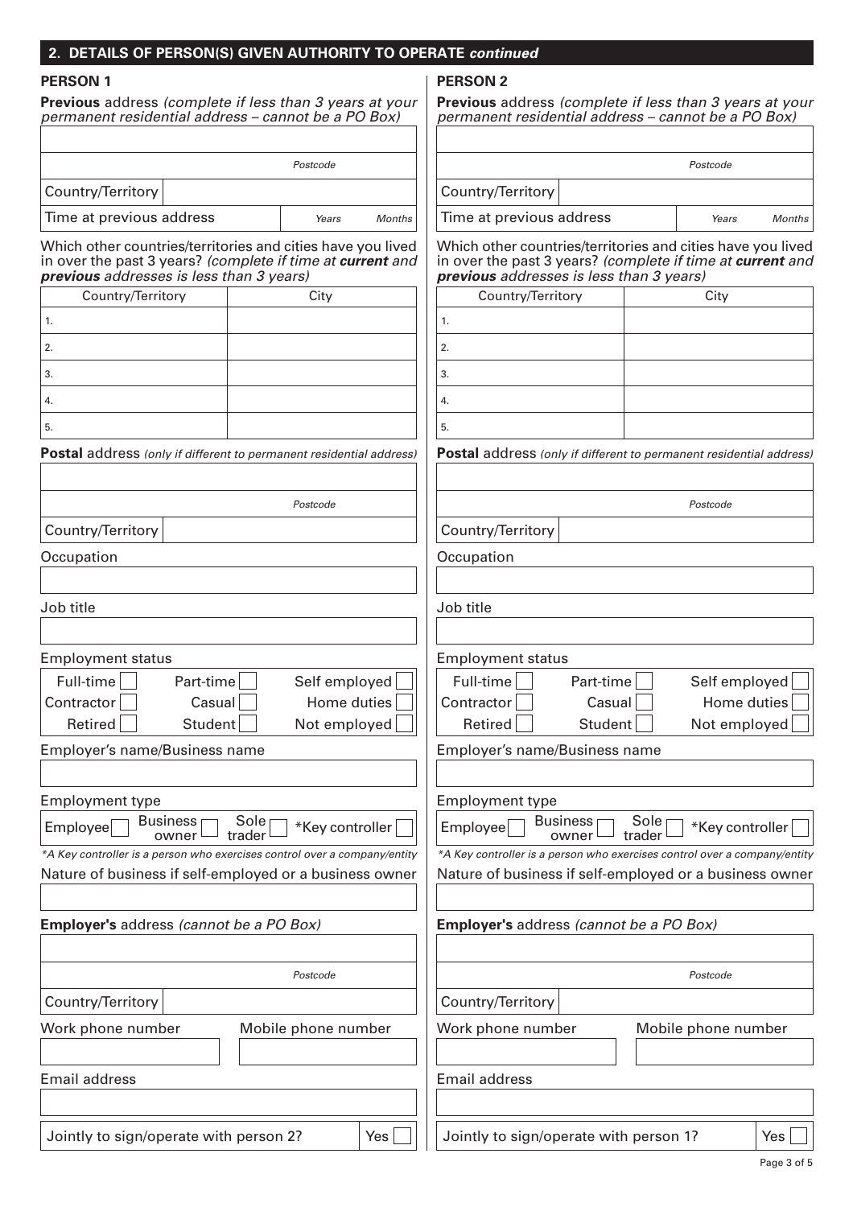## 2. DETAILS OF PERSON(S) GIVEN AUTHORITY TO OPERATE *continued*

### PERSON 1

**Previous** address *(complete if less than 3 years at your permanent residential address – cannot be a PO Box)*

| | |
|---|---|
| | |
| | *Postcode* |
| Country/Territory | |
| Time at previous address | *Years* *Months* |

Which other countries/territories and cities have you lived in over the past 3 years? *(complete if time at **current** and **previous** addresses is less than 3 years)*

| Country/Territory | City |
|---|---|
| 1. | |
| 2. | |
| 3. | |
| 4. | |
| 5. | |

**Postal** address *(only if different to permanent residential address)*

| | |
|---|---|
| | |
| | *Postcode* |
| Country/Territory | |

Occupation

Job title

Employment status

| | | |
|---|---|---|
| Full-time ☐ | Part-time ☐ | Self employed ☐ |
| Contractor ☐ | Casual ☐ | Home duties ☐ |
| Retired ☐ | Student ☐ | Not employed ☐ |

Employer's name/Business name

Employment type

Employee ☐ Business owner ☐ Sole trader ☐ *Key controller ☐

*\*A Key controller is a person who exercises control over a company/entity*

Nature of business if self-employed or a business owner

**Employer's** address *(cannot be a PO Box)*

| | |
|---|---|
| | |
| | *Postcode* |
| Country/Territory | |

| Work phone number | Mobile phone number |
|---|---|
| | |

Email address

Jointly to sign/operate with person 2? Yes ☐

### PERSON 2

**Previous** address *(complete if less than 3 years at your permanent residential address – cannot be a PO Box)*

| | |
|---|---|
| | |
| | *Postcode* |
| Country/Territory | |
| Time at previous address | *Years* *Months* |

Which other countries/territories and cities have you lived in over the past 3 years? *(complete if time at **current** and **previous** addresses is less than 3 years)*

| Country/Territory | City |
|---|---|
| 1. | |
| 2. | |
| 3. | |
| 4. | |
| 5. | |

**Postal** address *(only if different to permanent residential address)*

| | |
|---|---|
| | |
| | *Postcode* |
| Country/Territory | |

Occupation

Job title

Employment status

| | | |
|---|---|---|
| Full-time ☐ | Part-time ☐ | Self employed ☐ |
| Contractor ☐ | Casual ☐ | Home duties ☐ |
| Retired ☐ | Student ☐ | Not employed ☐ |

Employer's name/Business name

Employment type

Employee ☐ Business owner ☐ Sole trader ☐ *Key controller ☐

*\*A Key controller is a person who exercises control over a company/entity*

Nature of business if self-employed or a business owner

**Employer's** address *(cannot be a PO Box)*

| | |
|---|---|
| | |
| | *Postcode* |
| Country/Territory | |

| Work phone number | Mobile phone number |
|---|---|
| | |

Email address

Jointly to sign/operate with person 1? Yes ☐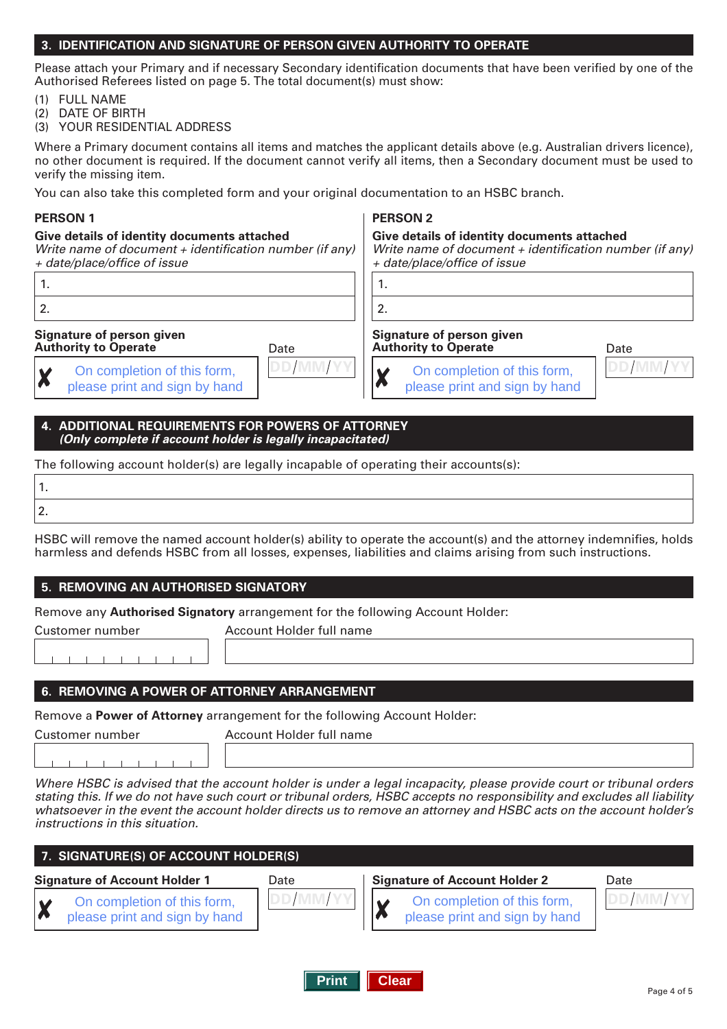## 3. IDENTIFICATION AND SIGNATURE OF PERSON GIVEN AUTHORITY TO OPERATE

Please attach your Primary and if necessary Secondary identification documents that have been verified by one of the Authorised Referees listed on page 5. The total document(s) must show:

(1) FULL NAME
(2) DATE OF BIRTH
(3) YOUR RESIDENTIAL ADDRESS

Where a Primary document contains all items and matches the applicant details above (e.g. Australian drivers licence), no other document is required. If the document cannot verify all items, then a Secondary document must be used to verify the missing item.

You can also take this completed form and your original documentation to an HSBC branch.

**PERSON 1**

**Give details of identity documents attached**
*Write name of document + identification number (if any) + date/place/office of issue*

1.
2.

**Signature of person given Authority to Operate**

✗ On completion of this form, please print and sign by hand

Date DD/MM/YY

**PERSON 2**

**Give details of identity documents attached**
*Write name of document + identification number (if any) + date/place/office of issue*

1.
2.

**Signature of person given Authority to Operate**

✗ On completion of this form, please print and sign by hand

Date DD/MM/YY

## 4. ADDITIONAL REQUIREMENTS FOR POWERS OF ATTORNEY
***(Only complete if account holder is legally incapacitated)***

The following account holder(s) are legally incapable of operating their accounts(s):

1.
2.

HSBC will remove the named account holder(s) ability to operate the account(s) and the attorney indemnifies, holds harmless and defends HSBC from all losses, expenses, liabilities and claims arising from such instructions.

## 5. REMOVING AN AUTHORISED SIGNATORY

Remove any **Authorised Signatory** arrangement for the following Account Holder:

| Customer number | Account Holder full name |
|---|---|
| | |

## 6. REMOVING A POWER OF ATTORNEY ARRANGEMENT

Remove a **Power of Attorney** arrangement for the following Account Holder:

| Customer number | Account Holder full name |
|---|---|
| | |

*Where HSBC is advised that the account holder is under a legal incapacity, please provide court or tribunal orders stating this. If we do not have such court or tribunal orders, HSBC accepts no responsibility and excludes all liability whatsoever in the event the account holder directs us to remove an attorney and HSBC acts on the account holder's instructions in this situation.*

## 7. SIGNATURE(S) OF ACCOUNT HOLDER(S)

**Signature of Account Holder 1**

✗ On completion of this form, please print and sign by hand

Date DD/MM/YY

**Signature of Account Holder 2**

✗ On completion of this form, please print and sign by hand

Date DD/MM/YY

Print Clear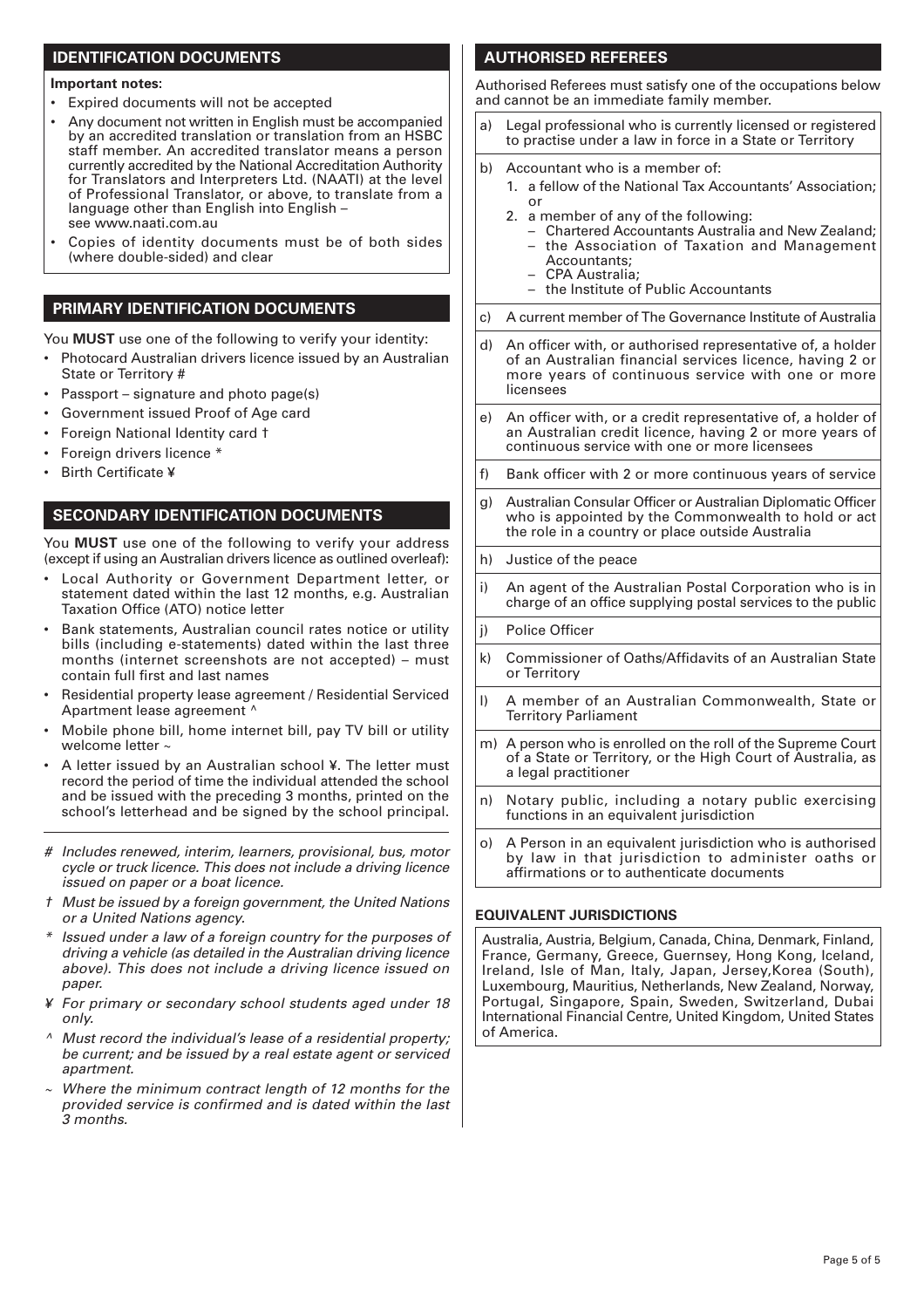## IDENTIFICATION DOCUMENTS

**Important notes:**

- Expired documents will not be accepted
- Any document not written in English must be accompanied by an accredited translation or translation from an HSBC staff member. An accredited translator means a person currently accredited by the National Accreditation Authority for Translators and Interpreters Ltd. (NAATI) at the level of Professional Translator, or above, to translate from a language other than English into English – see www.naati.com.au
- Copies of identity documents must be of both sides (where double-sided) and clear

## PRIMARY IDENTIFICATION DOCUMENTS

You **MUST** use one of the following to verify your identity:

- Photocard Australian drivers licence issued by an Australian State or Territory #
- Passport – signature and photo page(s)
- Government issued Proof of Age card
- Foreign National Identity card †
- Foreign drivers licence *
- Birth Certificate ¥

## SECONDARY IDENTIFICATION DOCUMENTS

You **MUST** use one of the following to verify your address (except if using an Australian drivers licence as outlined overleaf):

- Local Authority or Government Department letter, or statement dated within the last 12 months, e.g. Australian Taxation Office (ATO) notice letter
- Bank statements, Australian council rates notice or utility bills (including e-statements) dated within the last three months (internet screenshots are not accepted) – must contain full first and last names
- Residential property lease agreement / Residential Serviced Apartment lease agreement ^
- Mobile phone bill, home internet bill, pay TV bill or utility welcome letter ~
- A letter issued by an Australian school ¥. The letter must record the period of time the individual attended the school and be issued with the preceding 3 months, printed on the school's letterhead and be signed by the school principal.

*# Includes renewed, interim, learners, provisional, bus, motor cycle or truck licence. This does not include a driving licence issued on paper or a boat licence.*

*† Must be issued by a foreign government, the United Nations or a United Nations agency.*

*\* Issued under a law of a foreign country for the purposes of driving a vehicle (as detailed in the Australian driving licence above). This does not include a driving licence issued on paper.*

*¥ For primary or secondary school students aged under 18 only.*

*^ Must record the individual's lease of a residential property; be current; and be issued by a real estate agent or serviced apartment.*

*~ Where the minimum contract length of 12 months for the provided service is confirmed and is dated within the last 3 months.*

## AUTHORISED REFEREES

Authorised Referees must satisfy one of the occupations below and cannot be an immediate family member.

| | |
|---|---|
| a) | Legal professional who is currently licensed or registered to practise under a law in force in a State or Territory |
| b) | Accountant who is a member of:<br>1. a fellow of the National Tax Accountants' Association; or<br>2. a member of any of the following:<br>– Chartered Accountants Australia and New Zealand;<br>– the Association of Taxation and Management Accountants;<br>– CPA Australia;<br>– the Institute of Public Accountants |
| c) | A current member of The Governance Institute of Australia |
| d) | An officer with, or authorised representative of, a holder of an Australian financial services licence, having 2 or more years of continuous service with one or more licensees |
| e) | An officer with, or a credit representative of, a holder of an Australian credit licence, having 2 or more years of continuous service with one or more licensees |
| f) | Bank officer with 2 or more continuous years of service |
| g) | Australian Consular Officer or Australian Diplomatic Officer who is appointed by the Commonwealth to hold or act the role in a country or place outside Australia |
| h) | Justice of the peace |
| i) | An agent of the Australian Postal Corporation who is in charge of an office supplying postal services to the public |
| j) | Police Officer |
| k) | Commissioner of Oaths/Affidavits of an Australian State or Territory |
| l) | A member of an Australian Commonwealth, State or Territory Parliament |
| m) | A person who is enrolled on the roll of the Supreme Court of a State or Territory, or the High Court of Australia, as a legal practitioner |
| n) | Notary public, including a notary public exercising functions in an equivalent jurisdiction |
| o) | A Person in an equivalent jurisdiction who is authorised by law in that jurisdiction to administer oaths or affirmations or to authenticate documents |

### EQUIVALENT JURISDICTIONS

Australia, Austria, Belgium, Canada, China, Denmark, Finland, France, Germany, Greece, Guernsey, Hong Kong, Iceland, Ireland, Isle of Man, Italy, Japan, Jersey,Korea (South), Luxembourg, Mauritius, Netherlands, New Zealand, Norway, Portugal, Singapore, Spain, Sweden, Switzerland, Dubai International Financial Centre, United Kingdom, United States of America.